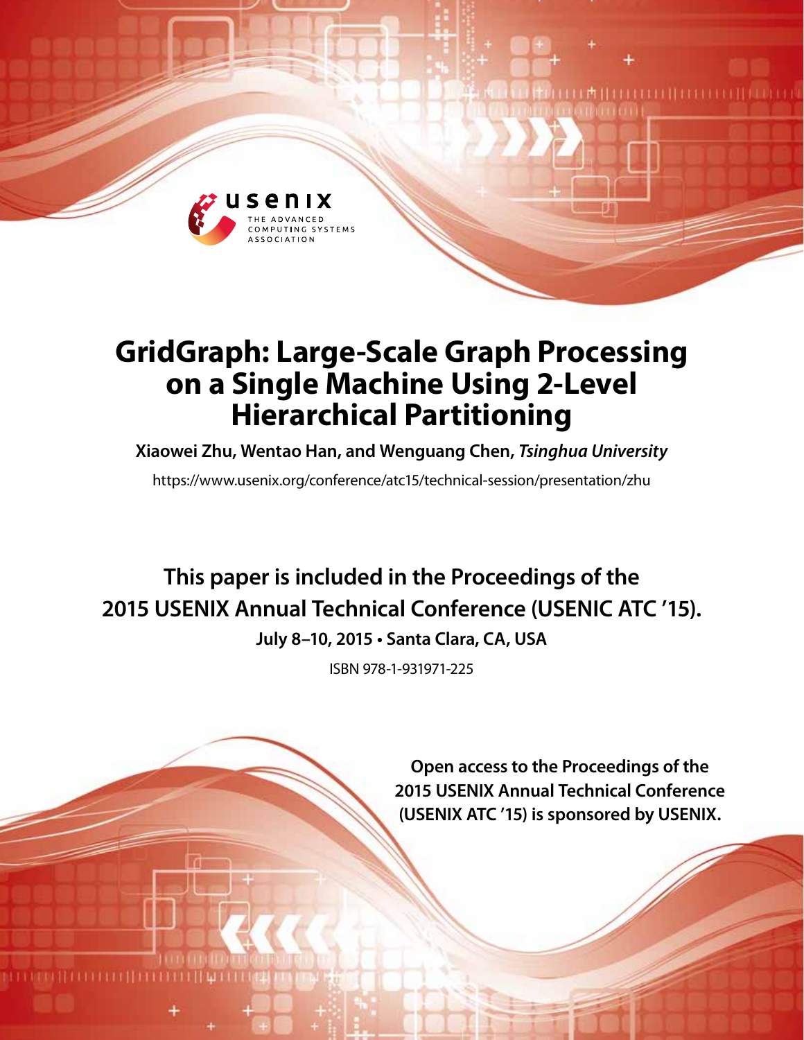# GridGraph: Large-Scale Graph Processing on a Single Machine Using 2-Level Hierarchical Partitioning

**Xiaowei Zhu, Wentao Han, and Wenguang Chen,** ***Tsinghua University***

https://www.usenix.org/conference/atc15/technical-session/presentation/zhu

**This paper is included in the Proceedings of the 2015 USENIX Annual Technical Conference (USENIC ATC '15).**

**July 8–10, 2015 • Santa Clara, CA, USA**

ISBN 978-1-931971-225

**Open access to the Proceedings of the 2015 USENIX Annual Technical Conference (USENIX ATC '15) is sponsored by USENIX.**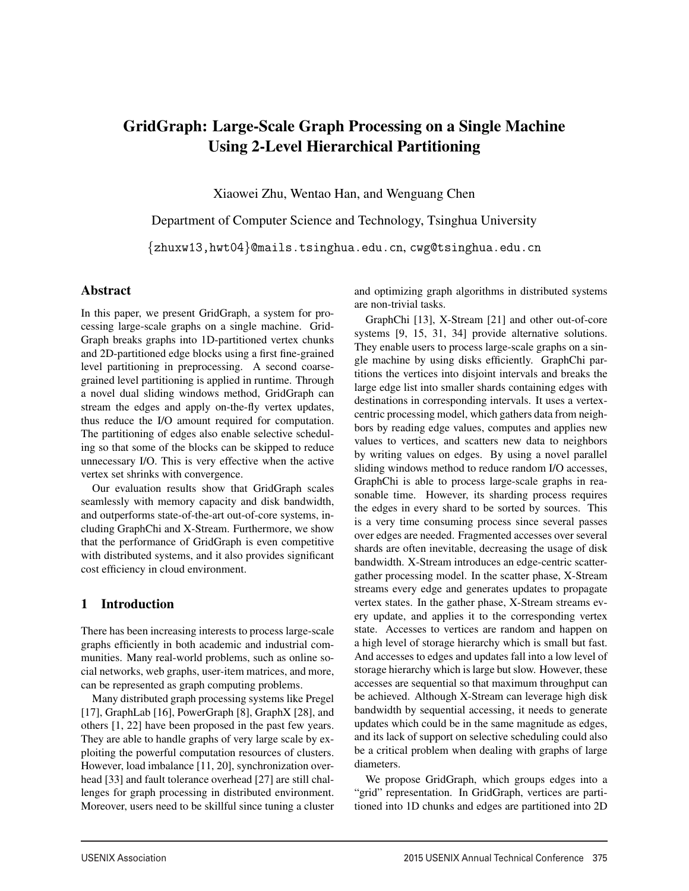# GridGraph: Large-Scale Graph Processing on a Single Machine Using 2-Level Hierarchical Partitioning

Xiaowei Zhu, Wentao Han, and Wenguang Chen

Department of Computer Science and Technology, Tsinghua University

{zhuxw13,hwt04}@mails.tsinghua.edu.cn, cwg@tsinghua.edu.cn

## Abstract

In this paper, we present GridGraph, a system for processing large-scale graphs on a single machine. GridGraph breaks graphs into 1D-partitioned vertex chunks and 2D-partitioned edge blocks using a first fine-grained level partitioning in preprocessing. A second coarse-grained level partitioning is applied in runtime. Through a novel dual sliding windows method, GridGraph can stream the edges and apply on-the-fly vertex updates, thus reduce the I/O amount required for computation. The partitioning of edges also enable selective scheduling so that some of the blocks can be skipped to reduce unnecessary I/O. This is very effective when the active vertex set shrinks with convergence.

Our evaluation results show that GridGraph scales seamlessly with memory capacity and disk bandwidth, and outperforms state-of-the-art out-of-core systems, including GraphChi and X-Stream. Furthermore, we show that the performance of GridGraph is even competitive with distributed systems, and it also provides significant cost efficiency in cloud environment.

## 1 Introduction

There has been increasing interests to process large-scale graphs efficiently in both academic and industrial communities. Many real-world problems, such as online social networks, web graphs, user-item matrices, and more, can be represented as graph computing problems.

Many distributed graph processing systems like Pregel [17], GraphLab [16], PowerGraph [8], GraphX [28], and others [1, 22] have been proposed in the past few years. They are able to handle graphs of very large scale by exploiting the powerful computation resources of clusters. However, load imbalance [11, 20], synchronization overhead [33] and fault tolerance overhead [27] are still challenges for graph processing in distributed environment. Moreover, users need to be skillful since tuning a cluster and optimizing graph algorithms in distributed systems are non-trivial tasks.

GraphChi [13], X-Stream [21] and other out-of-core systems [9, 15, 31, 34] provide alternative solutions. They enable users to process large-scale graphs on a single machine by using disks efficiently. GraphChi partitions the vertices into disjoint intervals and breaks the large edge list into smaller shards containing edges with destinations in corresponding intervals. It uses a vertex-centric processing model, which gathers data from neighbors by reading edge values, computes and applies new values to vertices, and scatters new data to neighbors by writing values on edges. By using a novel parallel sliding windows method to reduce random I/O accesses, GraphChi is able to process large-scale graphs in reasonable time. However, its sharding process requires the edges in every shard to be sorted by sources. This is a very time consuming process since several passes over edges are needed. Fragmented accesses over several shards are often inevitable, decreasing the usage of disk bandwidth. X-Stream introduces an edge-centric scatter-gather processing model. In the scatter phase, X-Stream streams every edge and generates updates to propagate vertex states. In the gather phase, X-Stream streams every update, and applies it to the corresponding vertex state. Accesses to vertices are random and happen on a high level of storage hierarchy which is small but fast. And accesses to edges and updates fall into a low level of storage hierarchy which is large but slow. However, these accesses are sequential so that maximum throughput can be achieved. Although X-Stream can leverage high disk bandwidth by sequential accessing, it needs to generate updates which could be in the same magnitude as edges, and its lack of support on selective scheduling could also be a critical problem when dealing with graphs of large diameters.

We propose GridGraph, which groups edges into a "grid" representation. In GridGraph, vertices are partitioned into 1D chunks and edges are partitioned into 2D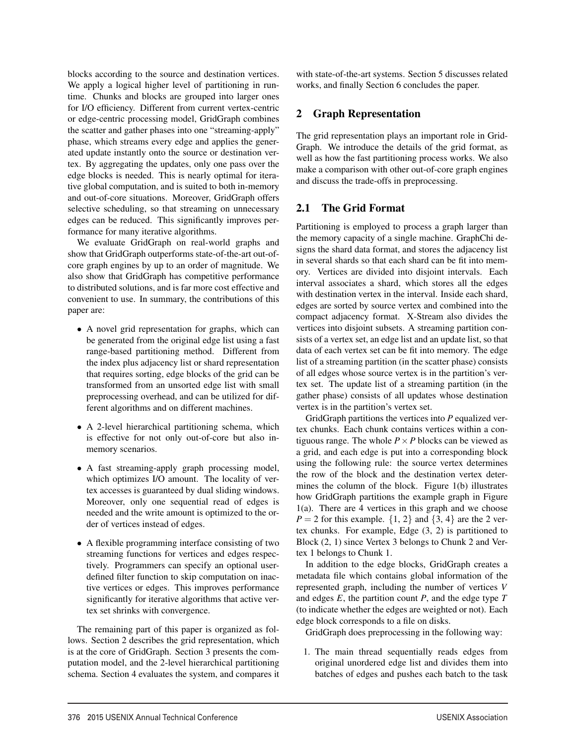blocks according to the source and destination vertices. We apply a logical higher level of partitioning in runtime. Chunks and blocks are grouped into larger ones for I/O efficiency. Different from current vertex-centric or edge-centric processing model, GridGraph combines the scatter and gather phases into one "streaming-apply" phase, which streams every edge and applies the generated update instantly onto the source or destination vertex. By aggregating the updates, only one pass over the edge blocks is needed. This is nearly optimal for iterative global computation, and is suited to both in-memory and out-of-core situations. Moreover, GridGraph offers selective scheduling, so that streaming on unnecessary edges can be reduced. This significantly improves performance for many iterative algorithms.

We evaluate GridGraph on real-world graphs and show that GridGraph outperforms state-of-the-art out-of-core graph engines by up to an order of magnitude. We also show that GridGraph has competitive performance to distributed solutions, and is far more cost effective and convenient to use. In summary, the contributions of this paper are:

- A novel grid representation for graphs, which can be generated from the original edge list using a fast range-based partitioning method. Different from the index plus adjacency list or shard representation that requires sorting, edge blocks of the grid can be transformed from an unsorted edge list with small preprocessing overhead, and can be utilized for different algorithms and on different machines.
- A 2-level hierarchical partitioning schema, which is effective for not only out-of-core but also in-memory scenarios.
- A fast streaming-apply graph processing model, which optimizes I/O amount. The locality of vertex accesses is guaranteed by dual sliding windows. Moreover, only one sequential read of edges is needed and the write amount is optimized to the order of vertices instead of edges.
- A flexible programming interface consisting of two streaming functions for vertices and edges respectively. Programmers can specify an optional user-defined filter function to skip computation on inactive vertices or edges. This improves performance significantly for iterative algorithms that active vertex set shrinks with convergence.

The remaining part of this paper is organized as follows. Section 2 describes the grid representation, which is at the core of GridGraph. Section 3 presents the computation model, and the 2-level hierarchical partitioning schema. Section 4 evaluates the system, and compares it with state-of-the-art systems. Section 5 discusses related works, and finally Section 6 concludes the paper.

## 2 Graph Representation

The grid representation plays an important role in GridGraph. We introduce the details of the grid format, as well as how the fast partitioning process works. We also make a comparison with other out-of-core graph engines and discuss the trade-offs in preprocessing.

### 2.1 The Grid Format

Partitioning is employed to process a graph larger than the memory capacity of a single machine. GraphChi designs the shard data format, and stores the adjacency list in several shards so that each shard can be fit into memory. Vertices are divided into disjoint intervals. Each interval associates a shard, which stores all the edges with destination vertex in the interval. Inside each shard, edges are sorted by source vertex and combined into the compact adjacency format. X-Stream also divides the vertices into disjoint subsets. A streaming partition consists of a vertex set, an edge list and an update list, so that data of each vertex set can be fit into memory. The edge list of a streaming partition (in the scatter phase) consists of all edges whose source vertex is in the partition's vertex set. The update list of a streaming partition (in the gather phase) consists of all updates whose destination vertex is in the partition's vertex set.

GridGraph partitions the vertices into $P$ equalized vertex chunks. Each chunk contains vertices within a contiguous range. The whole $P \times P$ blocks can be viewed as a grid, and each edge is put into a corresponding block using the following rule: the source vertex determines the row of the block and the destination vertex determines the column of the block. Figure 1(b) illustrates how GridGraph partitions the example graph in Figure 1(a). There are 4 vertices in this graph and we choose $P = 2$ for this example. $\{1, 2\}$ and $\{3, 4\}$ are the 2 vertex chunks. For example, Edge (3, 2) is partitioned to Block (2, 1) since Vertex 3 belongs to Chunk 2 and Vertex 1 belongs to Chunk 1.

In addition to the edge blocks, GridGraph creates a metadata file which contains global information of the represented graph, including the number of vertices $V$ and edges $E$, the partition count $P$, and the edge type $T$ (to indicate whether the edges are weighted or not). Each edge block corresponds to a file on disks.

GridGraph does preprocessing in the following way:

1. The main thread sequentially reads edges from original unordered edge list and divides them into batches of edges and pushes each batch to the task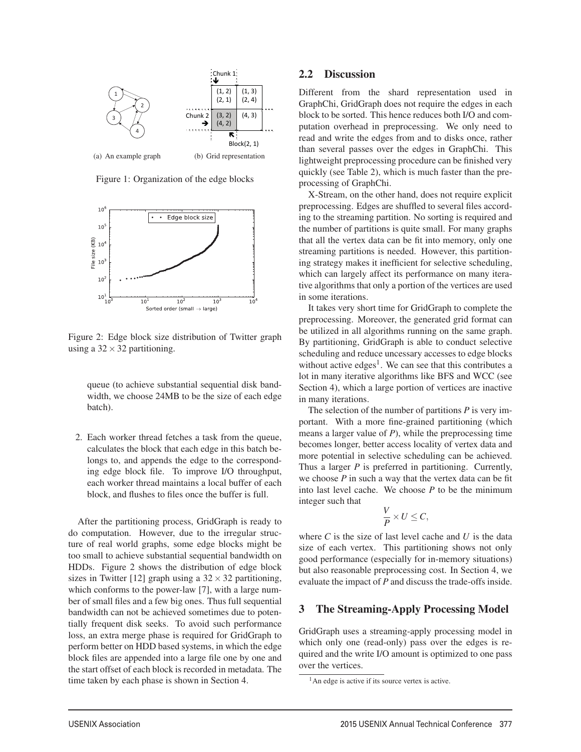(a) An example graph

(b) Grid representation

Figure 1: Organization of the edge blocks

Figure 2: Edge block size distribution of Twitter graph using a $32 \times 32$ partitioning.

queue (to achieve substantial sequential disk bandwidth, we choose 24MB to be the size of each edge batch).

2. Each worker thread fetches a task from the queue, calculates the block that each edge in this batch belongs to, and appends the edge to the corresponding edge block file. To improve I/O throughput, each worker thread maintains a local buffer of each block, and flushes to files once the buffer is full.

After the partitioning process, GridGraph is ready to do computation. However, due to the irregular structure of real world graphs, some edge blocks might be too small to achieve substantial sequential bandwidth on HDDs. Figure 2 shows the distribution of edge block sizes in Twitter [12] graph using a $32 \times 32$ partitioning, which conforms to the power-law [7], with a large number of small files and a few big ones. Thus full sequential bandwidth can not be achieved sometimes due to potentially frequent disk seeks. To avoid such performance loss, an extra merge phase is required for GridGraph to perform better on HDD based systems, in which the edge block files are appended into a large file one by one and the start offset of each block is recorded in metadata. The time taken by each phase is shown in Section 4.

## 2.2 Discussion

Different from the shard representation used in GraphChi, GridGraph does not require the edges in each block to be sorted. This hence reduces both I/O and computation overhead in preprocessing. We only need to read and write the edges from and to disks once, rather than several passes over the edges in GraphChi. This lightweight preprocessing procedure can be finished very quickly (see Table 2), which is much faster than the preprocessing of GraphChi.

X-Stream, on the other hand, does not require explicit preprocessing. Edges are shuffled to several files according to the streaming partition. No sorting is required and the number of partitions is quite small. For many graphs that all the vertex data can be fit into memory, only one streaming partitions is needed. However, this partitioning strategy makes it inefficient for selective scheduling, which can largely affect its performance on many iterative algorithms that only a portion of the vertices are used in some iterations.

It takes very short time for GridGraph to complete the preprocessing. Moreover, the generated grid format can be utilized in all algorithms running on the same graph. By partitioning, GridGraph is able to conduct selective scheduling and reduce uncessary accesses to edge blocks without active edges[1]. We can see that this contributes a lot in many iterative algorithms like BFS and WCC (see Section 4), which a large portion of vertices are inactive in many iterations.

The selection of the number of partitions $P$ is very important. With a more fine-grained partitioning (which means a larger value of $P$), while the preprocessing time becomes longer, better access locality of vertex data and more potential in selective scheduling can be achieved. Thus a larger $P$ is preferred in partitioning. Currently, we choose $P$ in such a way that the vertex data can be fit into last level cache. We choose $P$ to be the minimum integer such that

$$\frac{V}{P} \times U \leq C,$$

where $C$ is the size of last level cache and $U$ is the data size of each vertex. This partitioning shows not only good performance (especially for in-memory situations) but also reasonable preprocessing cost. In Section 4, we evaluate the impact of $P$ and discuss the trade-offs inside.

# 3 The Streaming-Apply Processing Model

GridGraph uses a streaming-apply processing model in which only one (read-only) pass over the edges is required and the write I/O amount is optimized to one pass over the vertices.

[1] An edge is active if its source vertex is active.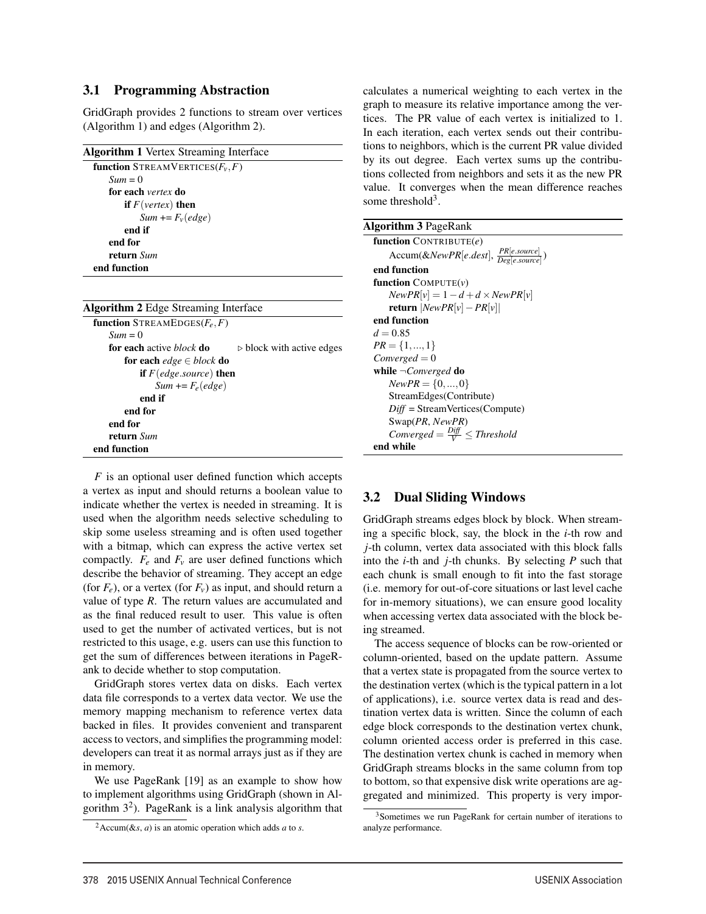### 3.1 Programming Abstraction

GridGraph provides 2 functions to stream over vertices (Algorithm 1) and edges (Algorithm 2).

**Algorithm 1** Vertex Streaming Interface

```
function STREAMVERTICES(F_v, F)
    Sum = 0
    for each vertex do
        if F(vertex) then
            Sum += F_v(edge)
        end if
    end for
    return Sum
end function
```

**Algorithm 2** Edge Streaming Interface

```
function STREAMEDGES(F_e, F)
    Sum = 0
    for each active block do            ▷ block with active edges
        for each edge ∈ block do
            if F(edge.source) then
                Sum += F_e(edge)
            end if
        end for
    end for
    return Sum
end function
```

$F$ is an optional user defined function which accepts a vertex as input and should returns a boolean value to indicate whether the vertex is needed in streaming. It is used when the algorithm needs selective scheduling to skip some useless streaming and is often used together with a bitmap, which can express the active vertex set compactly. $F_e$ and $F_v$ are user defined functions which describe the behavior of streaming. They accept an edge (for $F_e$), or a vertex (for $F_v$) as input, and should return a value of type $R$. The return values are accumulated and as the final reduced result to user. This value is often used to get the number of activated vertices, but is not restricted to this usage, e.g. users can use this function to get the sum of differences between iterations in PageRank to decide whether to stop computation.

GridGraph stores vertex data on disks. Each vertex data file corresponds to a vertex data vector. We use the memory mapping mechanism to reference vertex data backed in files. It provides convenient and transparent access to vectors, and simplifies the programming model: developers can treat it as normal arrays just as if they are in memory.

We use PageRank [19] as an example to show how to implement algorithms using GridGraph (shown in Algorithm 3[2]). PageRank is a link analysis algorithm that calculates a numerical weighting to each vertex in the graph to measure its relative importance among the vertices. The PR value of each vertex is initialized to 1. In each iteration, each vertex sends out their contributions to neighbors, which is the current PR value divided by its out degree. Each vertex sums up the contributions collected from neighbors and sets it as the new PR value. It converges when the mean difference reaches some threshold[3].

[2] Accum(&$s$, $a$) is an atomic operation which adds $a$ to $s$.

[3] Sometimes we run PageRank for certain number of iterations to analyze performance.

**Algorithm 3** PageRank

```
function CONTRIBUTE(e)
    Accum(&NewPR[e.dest], PR[e.source] / Deg[e.source])
end function
function COMPUTE(v)
    NewPR[v] = 1 − d + d × NewPR[v]
    return |NewPR[v] − PR[v]|
end function
d = 0.85
PR = {1, ..., 1}
Converged = 0
while ¬Converged do
    NewPR = {0, ..., 0}
    StreamEdges(Contribute)
    Diff = StreamVertices(Compute)
    Swap(PR, NewPR)
    Converged = Diff / V ≤ Threshold
end while
```

### 3.2 Dual Sliding Windows

GridGraph streams edges block by block. When streaming a specific block, say, the block in the $i$-th row and $j$-th column, vertex data associated with this block falls into the $i$-th and $j$-th chunks. By selecting $P$ such that each chunk is small enough to fit into the fast storage (i.e. memory for out-of-core situations or last level cache for in-memory situations), we can ensure good locality when accessing vertex data associated with the block being streamed.

The access sequence of blocks can be row-oriented or column-oriented, based on the update pattern. Assume that a vertex state is propagated from the source vertex to the destination vertex (which is the typical pattern in a lot of applications), i.e. source vertex data is read and destination vertex data is written. Since the column of each edge block corresponds to the destination vertex chunk, column oriented access order is preferred in this case. The destination vertex chunk is cached in memory when GridGraph streams blocks in the same column from top to bottom, so that expensive disk write operations are aggregated and minimized. This property is very impor-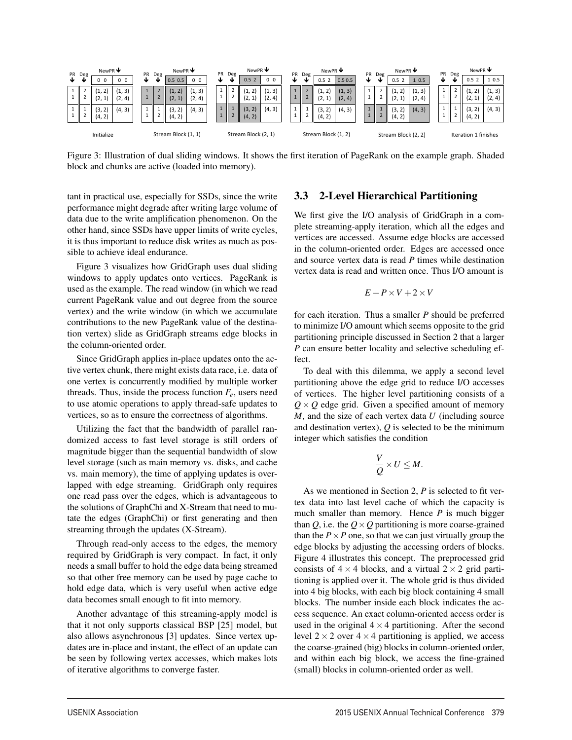Figure 3: Illustration of dual sliding windows. It shows the first iteration of PageRank on the example graph. Shaded block and chunks are active (loaded into memory).

tant in practical use, especially for SSDs, since the write performance might degrade after writing large volume of data due to the write amplification phenomenon. On the other hand, since SSDs have upper limits of write cycles, it is thus important to reduce disk writes as much as possible to achieve ideal endurance.

Figure 3 visualizes how GridGraph uses dual sliding windows to apply updates onto vertices. PageRank is used as the example. The read window (in which we read current PageRank value and out degree from the source vertex) and the write window (in which we accumulate contributions to the new PageRank value of the destination vertex) slide as GridGraph streams edge blocks in the column-oriented order.

Since GridGraph applies in-place updates onto the active vertex chunk, there might exists data race, i.e. data of one vertex is concurrently modified by multiple worker threads. Thus, inside the process function $F_e$, users need to use atomic operations to apply thread-safe updates to vertices, so as to ensure the correctness of algorithms.

Utilizing the fact that the bandwidth of parallel randomized access to fast level storage is still orders of magnitude bigger than the sequential bandwidth of slow level storage (such as main memory vs. disks, and cache vs. main memory), the time of applying updates is overlapped with edge streaming. GridGraph only requires one read pass over the edges, which is advantageous to the solutions of GraphChi and X-Stream that need to mutate the edges (GraphChi) or first generating and then streaming through the updates (X-Stream).

Through read-only access to the edges, the memory required by GridGraph is very compact. In fact, it only needs a small buffer to hold the edge data being streamed so that other free memory can be used by page cache to hold edge data, which is very useful when active edge data becomes small enough to fit into memory.

Another advantage of this streaming-apply model is that it not only supports classical BSP [25] model, but also allows asynchronous [3] updates. Since vertex updates are in-place and instant, the effect of an update can be seen by following vertex accesses, which makes lots of iterative algorithms to converge faster.

## 3.3 2-Level Hierarchical Partitioning

We first give the I/O analysis of GridGraph in a complete streaming-apply iteration, which all the edges and vertices are accessed. Assume edge blocks are accessed in the column-oriented order. Edges are accessed once and source vertex data is read $P$ times while destination vertex data is read and written once. Thus I/O amount is

$$E + P \times V + 2 \times V$$

for each iteration. Thus a smaller $P$ should be preferred to minimize I/O amount which seems opposite to the grid partitioning principle discussed in Section 2 that a larger $P$ can ensure better locality and selective scheduling effect.

To deal with this dilemma, we apply a second level partitioning above the edge grid to reduce I/O accesses of vertices. The higher level partitioning consists of a $Q \times Q$ edge grid. Given a specified amount of memory $M$, and the size of each vertex data $U$ (including source and destination vertex), $Q$ is selected to be the minimum integer which satisfies the condition

$$\frac{V}{Q} \times U \leq M.$$

As we mentioned in Section 2, $P$ is selected to fit vertex data into last level cache of which the capacity is much smaller than memory. Hence $P$ is much bigger than $Q$, i.e. the $Q \times Q$ partitioning is more coarse-grained than the $P \times P$ one, so that we can just virtually group the edge blocks by adjusting the accessing orders of blocks. Figure 4 illustrates this concept. The preprocessed grid consists of $4 \times 4$ blocks, and a virtual $2 \times 2$ grid partitioning is applied over it. The whole grid is thus divided into 4 big blocks, with each big block containing 4 small blocks. The number inside each block indicates the access sequence. An exact column-oriented access order is used in the original $4 \times 4$ partitioning. After the second level $2 \times 2$ over $4 \times 4$ partitioning is applied, we access the coarse-grained (big) blocks in column-oriented order, and within each big block, we access the fine-grained (small) blocks in column-oriented order as well.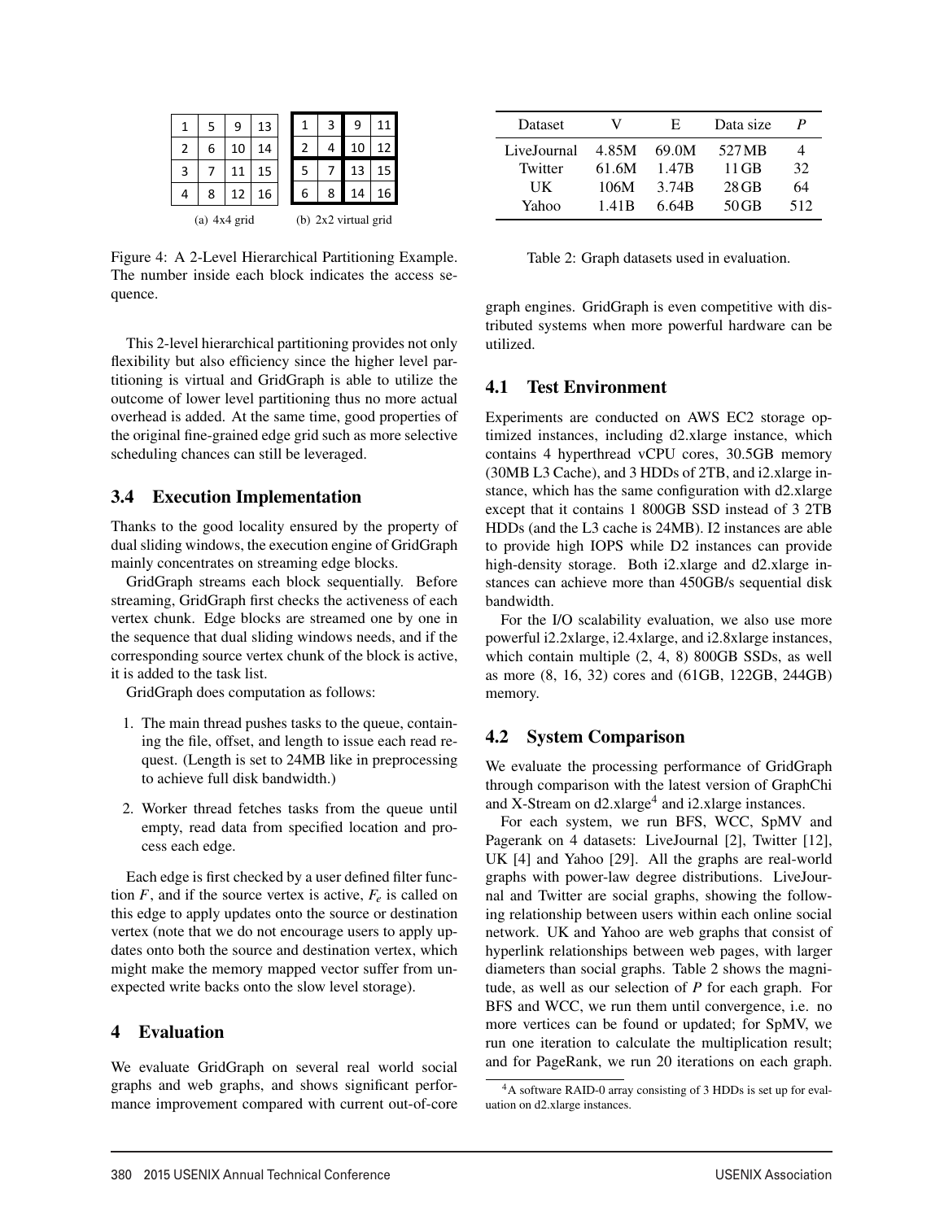| 1 | 5 | 9 | 13 |
|---|---|---|---|
| 2 | 6 | 10 | 14 |
| 3 | 7 | 11 | 15 |
| 4 | 8 | 12 | 16 |

(a) 4x4 grid

| 1 | 3 | 9 | 11 |
|---|---|---|---|
| 2 | 4 | 10 | 12 |
| 5 | 7 | 13 | 15 |
| 6 | 8 | 14 | 16 |

(b) 2x2 virtual grid

Figure 4: A 2-Level Hierarchical Partitioning Example. The number inside each block indicates the access sequence.

This 2-level hierarchical partitioning provides not only flexibility but also efficiency since the higher level partitioning is virtual and GridGraph is able to utilize the outcome of lower level partitioning thus no more actual overhead is added. At the same time, good properties of the original fine-grained edge grid such as more selective scheduling chances can still be leveraged.

### 3.4 Execution Implementation

Thanks to the good locality ensured by the property of dual sliding windows, the execution engine of GridGraph mainly concentrates on streaming edge blocks.

GridGraph streams each block sequentially. Before streaming, GridGraph first checks the activeness of each vertex chunk. Edge blocks are streamed one by one in the sequence that dual sliding windows needs, and if the corresponding source vertex chunk of the block is active, it is added to the task list.

GridGraph does computation as follows:

1. The main thread pushes tasks to the queue, containing the file, offset, and length to issue each read request. (Length is set to 24MB like in preprocessing to achieve full disk bandwidth.)
2. Worker thread fetches tasks from the queue until empty, read data from specified location and process each edge.

Each edge is first checked by a user defined filter function $F$, and if the source vertex is active, $F_e$ is called on this edge to apply updates onto the source or destination vertex (note that we do not encourage users to apply updates onto both the source and destination vertex, which might make the memory mapped vector suffer from unexpected write backs onto the slow level storage).

## 4 Evaluation

We evaluate GridGraph on several real world social graphs and web graphs, and shows significant performance improvement compared with current out-of-core graph engines. GridGraph is even competitive with distributed systems when more powerful hardware can be utilized.

| Dataset | V | E | Data size | P |
|---|---|---|---|---|
| LiveJournal | 4.85M | 69.0M | 527MB | 4 |
| Twitter | 61.6M | 1.47B | 11GB | 32 |
| UK | 106M | 3.74B | 28GB | 64 |
| Yahoo | 1.41B | 6.64B | 50GB | 512 |

Table 2: Graph datasets used in evaluation.

### 4.1 Test Environment

Experiments are conducted on AWS EC2 storage optimized instances, including d2.xlarge instance, which contains 4 hyperthread vCPU cores, 30.5GB memory (30MB L3 Cache), and 3 HDDs of 2TB, and i2.xlarge instance, which has the same configuration with d2.xlarge except that it contains 1 800GB SSD instead of 3 2TB HDDs (and the L3 cache is 24MB). I2 instances are able to provide high IOPS while D2 instances can provide high-density storage. Both i2.xlarge and d2.xlarge instances can achieve more than 450GB/s sequential disk bandwidth.

For the I/O scalability evaluation, we also use more powerful i2.2xlarge, i2.4xlarge, and i2.8xlarge instances, which contain multiple (2, 4, 8) 800GB SSDs, as well as more (8, 16, 32) cores and (61GB, 122GB, 244GB) memory.

### 4.2 System Comparison

We evaluate the processing performance of GridGraph through comparison with the latest version of GraphChi and X-Stream on d2.xlarge[4] and i2.xlarge instances.

For each system, we run BFS, WCC, SpMV and Pagerank on 4 datasets: LiveJournal [2], Twitter [12], UK [4] and Yahoo [29]. All the graphs are real-world graphs with power-law degree distributions. LiveJournal and Twitter are social graphs, showing the following relationship between users within each online social network. UK and Yahoo are web graphs that consist of hyperlink relationships between web pages, with larger diameters than social graphs. Table 2 shows the magnitude, as well as our selection of $P$ for each graph. For BFS and WCC, we run them until convergence, i.e. no more vertices can be found or updated; for SpMV, we run one iteration to calculate the multiplication result; and for PageRank, we run 20 iterations on each graph.

[4] A software RAID-0 array consisting of 3 HDDs is set up for evaluation on d2.xlarge instances.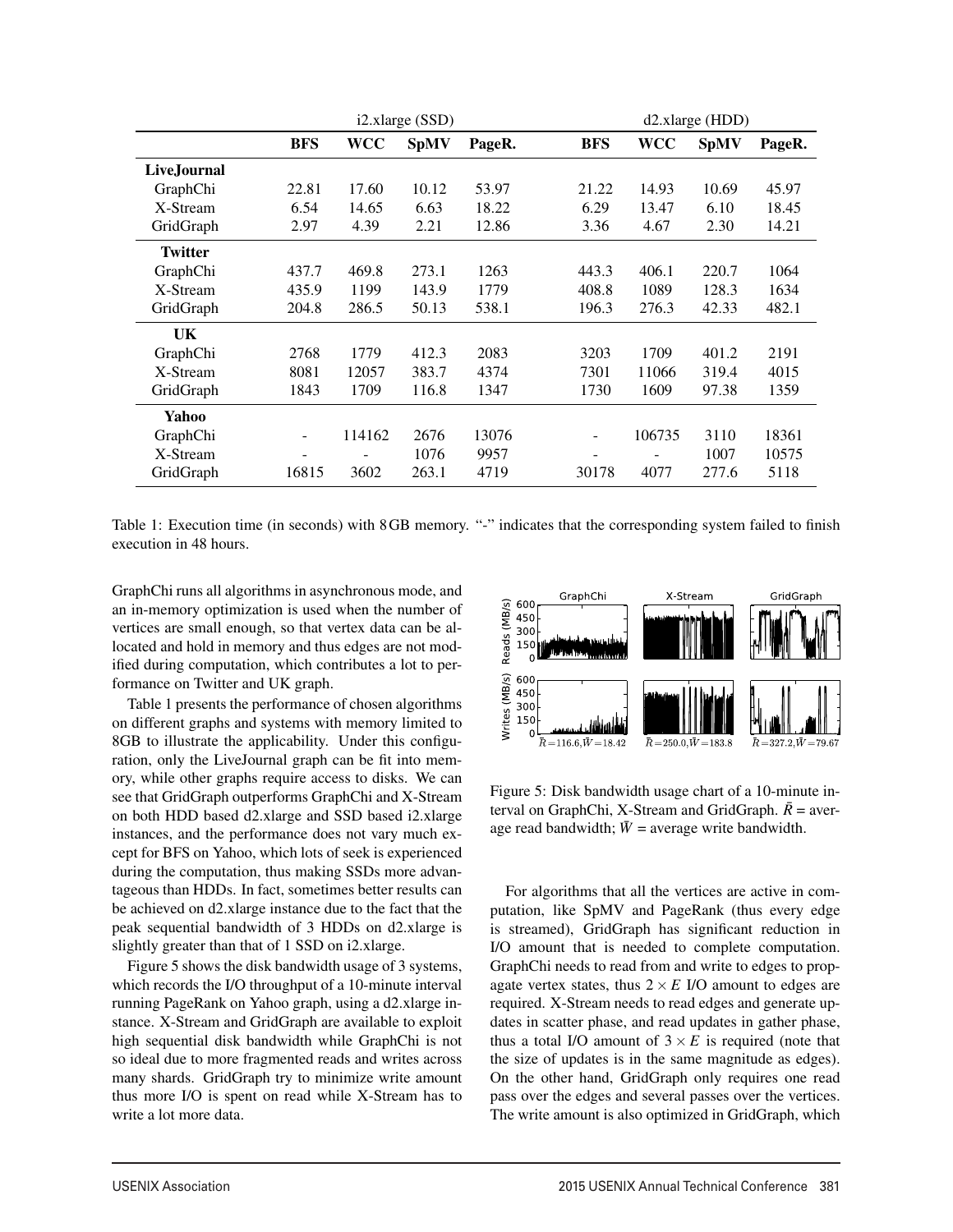| | i2.xlarge (SSD) | | | | d2.xlarge (HDD) | | | |
|---|---|---|---|---|---|---|---|---|
| | **BFS** | **WCC** | **SpMV** | **PageR.** | **BFS** | **WCC** | **SpMV** | **PageR.** |
| **LiveJournal** | | | | | | | | |
| GraphChi | 22.81 | 17.60 | 10.12 | 53.97 | 21.22 | 14.93 | 10.69 | 45.97 |
| X-Stream | 6.54 | 14.65 | 6.63 | 18.22 | 6.29 | 13.47 | 6.10 | 18.45 |
| GridGraph | 2.97 | 4.39 | 2.21 | 12.86 | 3.36 | 4.67 | 2.30 | 14.21 |
| **Twitter** | | | | | | | | |
| GraphChi | 437.7 | 469.8 | 273.1 | 1263 | 443.3 | 406.1 | 220.7 | 1064 |
| X-Stream | 435.9 | 1199 | 143.9 | 1779 | 408.8 | 1089 | 128.3 | 1634 |
| GridGraph | 204.8 | 286.5 | 50.13 | 538.1 | 196.3 | 276.3 | 42.33 | 482.1 |
| **UK** | | | | | | | | |
| GraphChi | 2768 | 1779 | 412.3 | 2083 | 3203 | 1709 | 401.2 | 2191 |
| X-Stream | 8081 | 12057 | 383.7 | 4374 | 7301 | 11066 | 319.4 | 4015 |
| GridGraph | 1843 | 1709 | 116.8 | 1347 | 1730 | 1609 | 97.38 | 1359 |
| **Yahoo** | | | | | | | | |
| GraphChi | - | 114162 | 2676 | 13076 | - | 106735 | 3110 | 18361 |
| X-Stream | - | - | 1076 | 9957 | - | - | 1007 | 10575 |
| GridGraph | 16815 | 3602 | 263.1 | 4719 | 30178 | 4077 | 277.6 | 5118 |

Table 1: Execution time (in seconds) with 8 GB memory. "-" indicates that the corresponding system failed to finish execution in 48 hours.

GraphChi runs all algorithms in asynchronous mode, and an in-memory optimization is used when the number of vertices are small enough, so that vertex data can be allocated and hold in memory and thus edges are not modified during computation, which contributes a lot to performance on Twitter and UK graph.

Table 1 presents the performance of chosen algorithms on different graphs and systems with memory limited to 8GB to illustrate the applicability. Under this configuration, only the LiveJournal graph can be fit into memory, while other graphs require access to disks. We can see that GridGraph outperforms GraphChi and X-Stream on both HDD based d2.xlarge and SSD based i2.xlarge instances, and the performance does not vary much except for BFS on Yahoo, which lots of seek is experienced during the computation, thus making SSDs more advantageous than HDDs. In fact, sometimes better results can be achieved on d2.xlarge instance due to the fact that the peak sequential bandwidth of 3 HDDs on d2.xlarge is slightly greater than that of 1 SSD on i2.xlarge.

Figure 5 shows the disk bandwidth usage of 3 systems, which records the I/O throughput of a 10-minute interval running PageRank on Yahoo graph, using a d2.xlarge instance. X-Stream and GridGraph are available to exploit high sequential disk bandwidth while GraphChi is not so ideal due to more fragmented reads and writes across many shards. GridGraph try to minimize write amount thus more I/O is spent on read while X-Stream has to write a lot more data.

Figure 5: Disk bandwidth usage chart of a 10-minute interval on GraphChi, X-Stream and GridGraph. $\bar{R}$ = average read bandwidth; $\bar{W}$ = average write bandwidth.

For algorithms that all the vertices are active in computation, like SpMV and PageRank (thus every edge is streamed), GridGraph has significant reduction in I/O amount that is needed to complete computation. GraphChi needs to read from and write to edges to propagate vertex states, thus $2 \times E$ I/O amount to edges are required. X-Stream needs to read edges and generate updates in scatter phase, and read updates in gather phase, thus a total I/O amount of $3 \times E$ is required (note that the size of updates is in the same magnitude as edges). On the other hand, GridGraph only requires one read pass over the edges and several passes over the vertices. The write amount is also optimized in GridGraph, which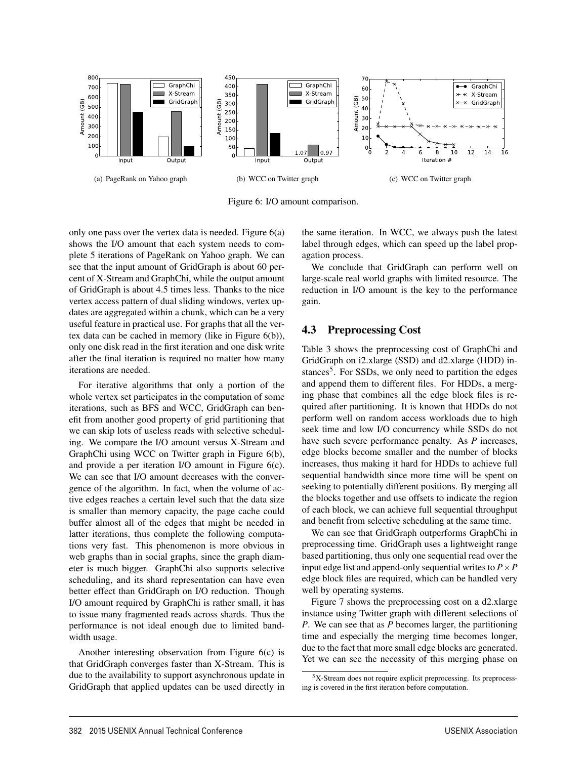(a) PageRank on Yahoo graph

(b) WCC on Twitter graph

(c) WCC on Twitter graph

Figure 6: I/O amount comparison.

only one pass over the vertex data is needed. Figure 6(a) shows the I/O amount that each system needs to complete 5 iterations of PageRank on Yahoo graph. We can see that the input amount of GridGraph is about 60 percent of X-Stream and GraphChi, while the output amount of GridGraph is about 4.5 times less. Thanks to the nice vertex access pattern of dual sliding windows, vertex updates are aggregated within a chunk, which can be a very useful feature in practical use. For graphs that all the vertex data can be cached in memory (like in Figure 6(b)), only one disk read in the first iteration and one disk write after the final iteration is required no matter how many iterations are needed.

For iterative algorithms that only a portion of the whole vertex set participates in the computation of some iterations, such as BFS and WCC, GridGraph can benefit from another good property of grid partitioning that we can skip lots of useless reads with selective scheduling. We compare the I/O amount versus X-Stream and GraphChi using WCC on Twitter graph in Figure 6(b), and provide a per iteration I/O amount in Figure 6(c). We can see that I/O amount decreases with the convergence of the algorithm. In fact, when the volume of active edges reaches a certain level such that the data size is smaller than memory capacity, the page cache could buffer almost all of the edges that might be needed in latter iterations, thus complete the following computations very fast. This phenomenon is more obvious in web graphs than in social graphs, since the graph diameter is much bigger. GraphChi also supports selective scheduling, and its shard representation can have even better effect than GridGraph on I/O reduction. Though I/O amount required by GraphChi is rather small, it has to issue many fragmented reads across shards. Thus the performance is not ideal enough due to limited bandwidth usage.

Another interesting observation from Figure 6(c) is that GridGraph converges faster than X-Stream. This is due to the availability to support asynchronous update in GridGraph that applied updates can be used directly in the same iteration. In WCC, we always push the latest label through edges, which can speed up the label propagation process.

We conclude that GridGraph can perform well on large-scale real world graphs with limited resource. The reduction in I/O amount is the key to the performance gain.

## 4.3 Preprocessing Cost

Table 3 shows the preprocessing cost of GraphChi and GridGraph on i2.xlarge (SSD) and d2.xlarge (HDD) instances[5]. For SSDs, we only need to partition the edges and append them to different files. For HDDs, a merging phase that combines all the edge block files is required after partitioning. It is known that HDDs do not perform well on random access workloads due to high seek time and low I/O concurrency while SSDs do not have such severe performance penalty. As $P$ increases, edge blocks become smaller and the number of blocks increases, thus making it hard for HDDs to achieve full sequential bandwidth since more time will be spent on seeking to potentially different positions. By merging all the blocks together and use offsets to indicate the region of each block, we can achieve full sequential throughput and benefit from selective scheduling at the same time.

We can see that GridGraph outperforms GraphChi in preprocessing time. GridGraph uses a lightweight range based partitioning, thus only one sequential read over the input edge list and append-only sequential writes to $P \times P$ edge block files are required, which can be handled very well by operating systems.

Figure 7 shows the preprocessing cost on a d2.xlarge instance using Twitter graph with different selections of $P$. We can see that as $P$ becomes larger, the partitioning time and especially the merging time becomes longer, due to the fact that more small edge blocks are generated. Yet we can see the necessity of this merging phase on

[5] X-Stream does not require explicit preprocessing. Its preprocessing is covered in the first iteration before computation.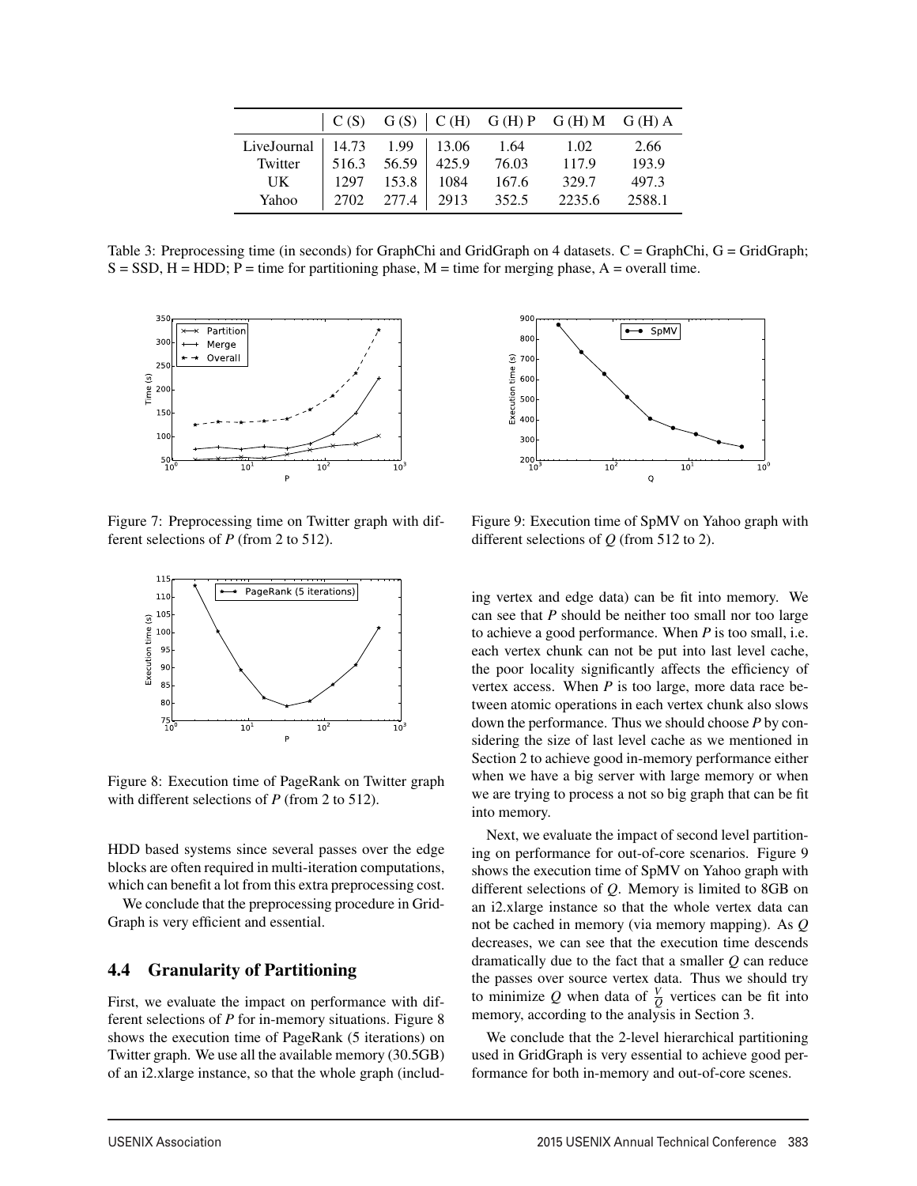|  | C (S) | G (S) | C (H) | G (H) P | G (H) M | G (H) A |
|---|---|---|---|---|---|---|
| LiveJournal | 14.73 | 1.99 | 13.06 | 1.64 | 1.02 | 2.66 |
| Twitter | 516.3 | 56.59 | 425.9 | 76.03 | 117.9 | 193.9 |
| UK | 1297 | 153.8 | 1084 | 167.6 | 329.7 | 497.3 |
| Yahoo | 2702 | 277.4 | 2913 | 352.5 | 2235.6 | 2588.1 |

Table 3: Preprocessing time (in seconds) for GraphChi and GridGraph on 4 datasets. C = GraphChi, G = GridGraph; S = SSD, H = HDD; P = time for partitioning phase, M = time for merging phase, A = overall time.

Figure 7: Preprocessing time on Twitter graph with different selections of $P$ (from 2 to 512).

Figure 8: Execution time of PageRank on Twitter graph with different selections of $P$ (from 2 to 512).

HDD based systems since several passes over the edge blocks are often required in multi-iteration computations, which can benefit a lot from this extra preprocessing cost.

We conclude that the preprocessing procedure in GridGraph is very efficient and essential.

## 4.4 Granularity of Partitioning

First, we evaluate the impact on performance with different selections of $P$ for in-memory situations. Figure 8 shows the execution time of PageRank (5 iterations) on Twitter graph. We use all the available memory (30.5GB) of an i2.xlarge instance, so that the whole graph (including vertex and edge data) can be fit into memory. We can see that $P$ should be neither too small nor too large to achieve a good performance. When $P$ is too small, i.e. each vertex chunk can not be put into last level cache, the poor locality significantly affects the efficiency of vertex access. When $P$ is too large, more data race between atomic operations in each vertex chunk also slows down the performance. Thus we should choose $P$ by considering the size of last level cache as we mentioned in Section 2 to achieve good in-memory performance either when we have a big server with large memory or when we are trying to process a not so big graph that can be fit into memory.

Figure 9: Execution time of SpMV on Yahoo graph with different selections of $Q$ (from 512 to 2).

Next, we evaluate the impact of second level partitioning on performance for out-of-core scenarios. Figure 9 shows the execution time of SpMV on Yahoo graph with different selections of $Q$. Memory is limited to 8GB on an i2.xlarge instance so that the whole vertex data can not be cached in memory (via memory mapping). As $Q$ decreases, we can see that the execution time descends dramatically due to the fact that a smaller $Q$ can reduce the passes over source vertex data. Thus we should try to minimize $Q$ when data of $\frac{V}{Q}$ vertices can be fit into memory, according to the analysis in Section 3.

We conclude that the 2-level hierarchical partitioning used in GridGraph is very essential to achieve good performance for both in-memory and out-of-core scenes.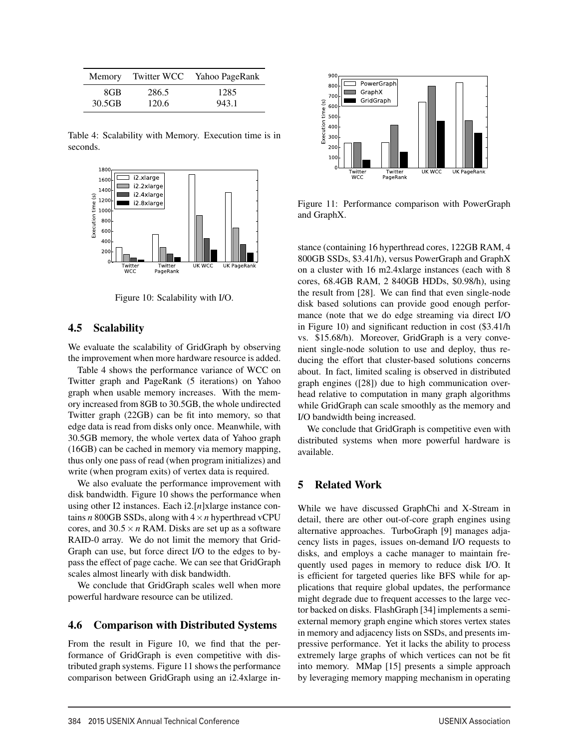| Memory | Twitter WCC | Yahoo PageRank |
| --- | --- | --- |
| 8GB | 286.5 | 1285 |
| 30.5GB | 120.6 | 943.1 |

Table 4: Scalability with Memory. Execution time is in seconds.

Figure 10: Scalability with I/O.

## 4.5 Scalability

We evaluate the scalability of GridGraph by observing the improvement when more hardware resource is added.

Table 4 shows the performance variance of WCC on Twitter graph and PageRank (5 iterations) on Yahoo graph when usable memory increases. With the memory increased from 8GB to 30.5GB, the whole undirected Twitter graph (22GB) can be fit into memory, so that edge data is read from disks only once. Meanwhile, with 30.5GB memory, the whole vertex data of Yahoo graph (16GB) can be cached in memory via memory mapping, thus only one pass of read (when program initializes) and write (when program exits) of vertex data is required.

We also evaluate the performance improvement with disk bandwidth. Figure 10 shows the performance when using other I2 instances. Each i2.[*n*]xlarge instance contains *n* 800GB SSDs, along with $4 \times n$ hyperthread vCPU cores, and $30.5 \times n$ RAM. Disks are set up as a software RAID-0 array. We do not limit the memory that GridGraph can use, but force direct I/O to the edges to bypass the effect of page cache. We can see that GridGraph scales almost linearly with disk bandwidth.

We conclude that GridGraph scales well when more powerful hardware resource can be utilized.

## 4.6 Comparison with Distributed Systems

From the result in Figure 10, we find that the performance of GridGraph is even competitive with distributed graph systems. Figure 11 shows the performance comparison between GridGraph using an i2.4xlarge instance (containing 16 hyperthread cores, 122GB RAM, 4 800GB SSDs, \$3.41/h), versus PowerGraph and GraphX on a cluster with 16 m2.4xlarge instances (each with 8 cores, 68.4GB RAM, 2 840GB HDDs, \$0.98/h), using the result from [28]. We can find that even single-node disk based solutions can provide good enough performance (note that we do edge streaming via direct I/O in Figure 10) and significant reduction in cost (\$3.41/h vs. \$15.68/h). Moreover, GridGraph is a very convenient single-node solution to use and deploy, thus reducing the effort that cluster-based solutions concerns about. In fact, limited scaling is observed in distributed graph engines ([28]) due to high communication overhead relative to computation in many graph algorithms while GridGraph can scale smoothly as the memory and I/O bandwidth being increased.

Figure 11: Performance comparison with PowerGraph and GraphX.

We conclude that GridGraph is competitive even with distributed systems when more powerful hardware is available.

## 5 Related Work

While we have discussed GraphChi and X-Stream in detail, there are other out-of-core graph engines using alternative approaches. TurboGraph [9] manages adjacency lists in pages, issues on-demand I/O requests to disks, and employs a cache manager to maintain frequently used pages in memory to reduce disk I/O. It is efficient for targeted queries like BFS while for applications that require global updates, the performance might degrade due to frequent accesses to the large vector backed on disks. FlashGraph [34] implements a semi-external memory graph engine which stores vertex states in memory and adjacency lists on SSDs, and presents impressive performance. Yet it lacks the ability to process extremely large graphs of which vertices can not be fit into memory. MMap [15] presents a simple approach by leveraging memory mapping mechanism in operating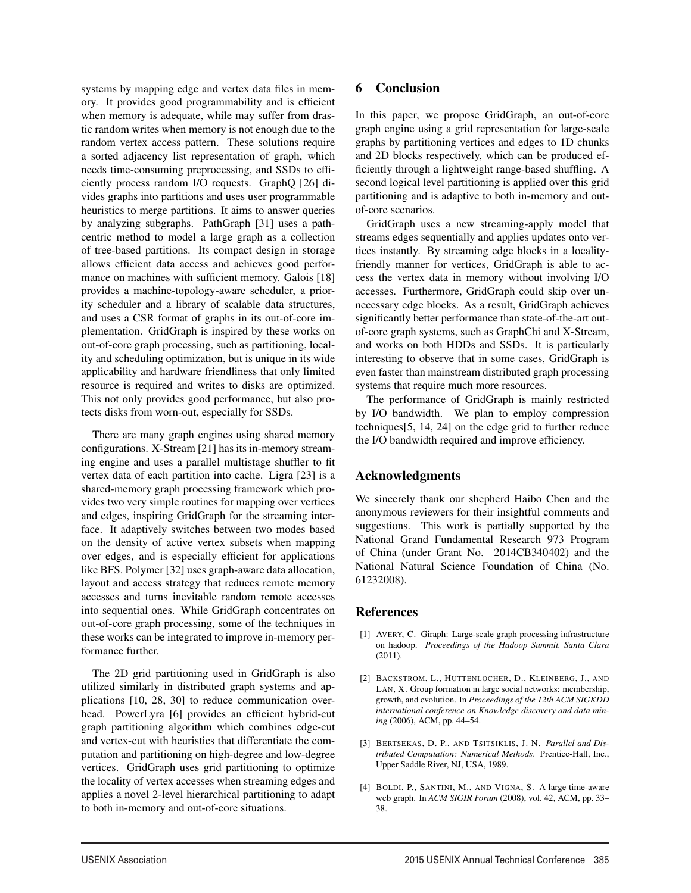systems by mapping edge and vertex data files in memory. It provides good programmability and is efficient when memory is adequate, while may suffer from drastic random writes when memory is not enough due to the random vertex access pattern. These solutions require a sorted adjacency list representation of graph, which needs time-consuming preprocessing, and SSDs to efficiently process random I/O requests. GraphQ [26] divides graphs into partitions and uses user programmable heuristics to merge partitions. It aims to answer queries by analyzing subgraphs. PathGraph [31] uses a path-centric method to model a large graph as a collection of tree-based partitions. Its compact design in storage allows efficient data access and achieves good performance on machines with sufficient memory. Galois [18] provides a machine-topology-aware scheduler, a priority scheduler and a library of scalable data structures, and uses a CSR format of graphs in its out-of-core implementation. GridGraph is inspired by these works on out-of-core graph processing, such as partitioning, locality and scheduling optimization, but is unique in its wide applicability and hardware friendliness that only limited resource is required and writes to disks are optimized. This not only provides good performance, but also protects disks from worn-out, especially for SSDs.

There are many graph engines using shared memory configurations. X-Stream [21] has its in-memory streaming engine and uses a parallel multistage shuffler to fit vertex data of each partition into cache. Ligra [23] is a shared-memory graph processing framework which provides two very simple routines for mapping over vertices and edges, inspiring GridGraph for the streaming interface. It adaptively switches between two modes based on the density of active vertex subsets when mapping over edges, and is especially efficient for applications like BFS. Polymer [32] uses graph-aware data allocation, layout and access strategy that reduces remote memory accesses and turns inevitable random remote accesses into sequential ones. While GridGraph concentrates on out-of-core graph processing, some of the techniques in these works can be integrated to improve in-memory performance further.

The 2D grid partitioning used in GridGraph is also utilized similarly in distributed graph systems and applications [10, 28, 30] to reduce communication overhead. PowerLyra [6] provides an efficient hybrid-cut graph partitioning algorithm which combines edge-cut and vertex-cut with heuristics that differentiate the computation and partitioning on high-degree and low-degree vertices. GridGraph uses grid partitioning to optimize the locality of vertex accesses when streaming edges and applies a novel 2-level hierarchical partitioning to adapt to both in-memory and out-of-core situations.

## 6 Conclusion

In this paper, we propose GridGraph, an out-of-core graph engine using a grid representation for large-scale graphs by partitioning vertices and edges to 1D chunks and 2D blocks respectively, which can be produced efficiently through a lightweight range-based shuffling. A second logical level partitioning is applied over this grid partitioning and is adaptive to both in-memory and out-of-core scenarios.

GridGraph uses a new streaming-apply model that streams edges sequentially and applies updates onto vertices instantly. By streaming edge blocks in a locality-friendly manner for vertices, GridGraph is able to access the vertex data in memory without involving I/O accesses. Furthermore, GridGraph could skip over unnecessary edge blocks. As a result, GridGraph achieves significantly better performance than state-of-the-art out-of-core graph systems, such as GraphChi and X-Stream, and works on both HDDs and SSDs. It is particularly interesting to observe that in some cases, GridGraph is even faster than mainstream distributed graph processing systems that require much more resources.

The performance of GridGraph is mainly restricted by I/O bandwidth. We plan to employ compression techniques[5, 14, 24] on the edge grid to further reduce the I/O bandwidth required and improve efficiency.

## Acknowledgments

We sincerely thank our shepherd Haibo Chen and the anonymous reviewers for their insightful comments and suggestions. This work is partially supported by the National Grand Fundamental Research 973 Program of China (under Grant No. 2014CB340402) and the National Natural Science Foundation of China (No. 61232008).

## References

[1] Avery, C. Giraph: Large-scale graph processing infrastructure on hadoop. *Proceedings of the Hadoop Summit. Santa Clara* (2011).

[2] Backstrom, L., Huttenlocher, D., Kleinberg, J., and Lan, X. Group formation in large social networks: membership, growth, and evolution. In *Proceedings of the 12th ACM SIGKDD international conference on Knowledge discovery and data mining* (2006), ACM, pp. 44–54.

[3] Bertsekas, D. P., and Tsitsiklis, J. N. *Parallel and Distributed Computation: Numerical Methods*. Prentice-Hall, Inc., Upper Saddle River, NJ, USA, 1989.

[4] Boldi, P., Santini, M., and Vigna, S. A large time-aware web graph. In *ACM SIGIR Forum* (2008), vol. 42, ACM, pp. 33–38.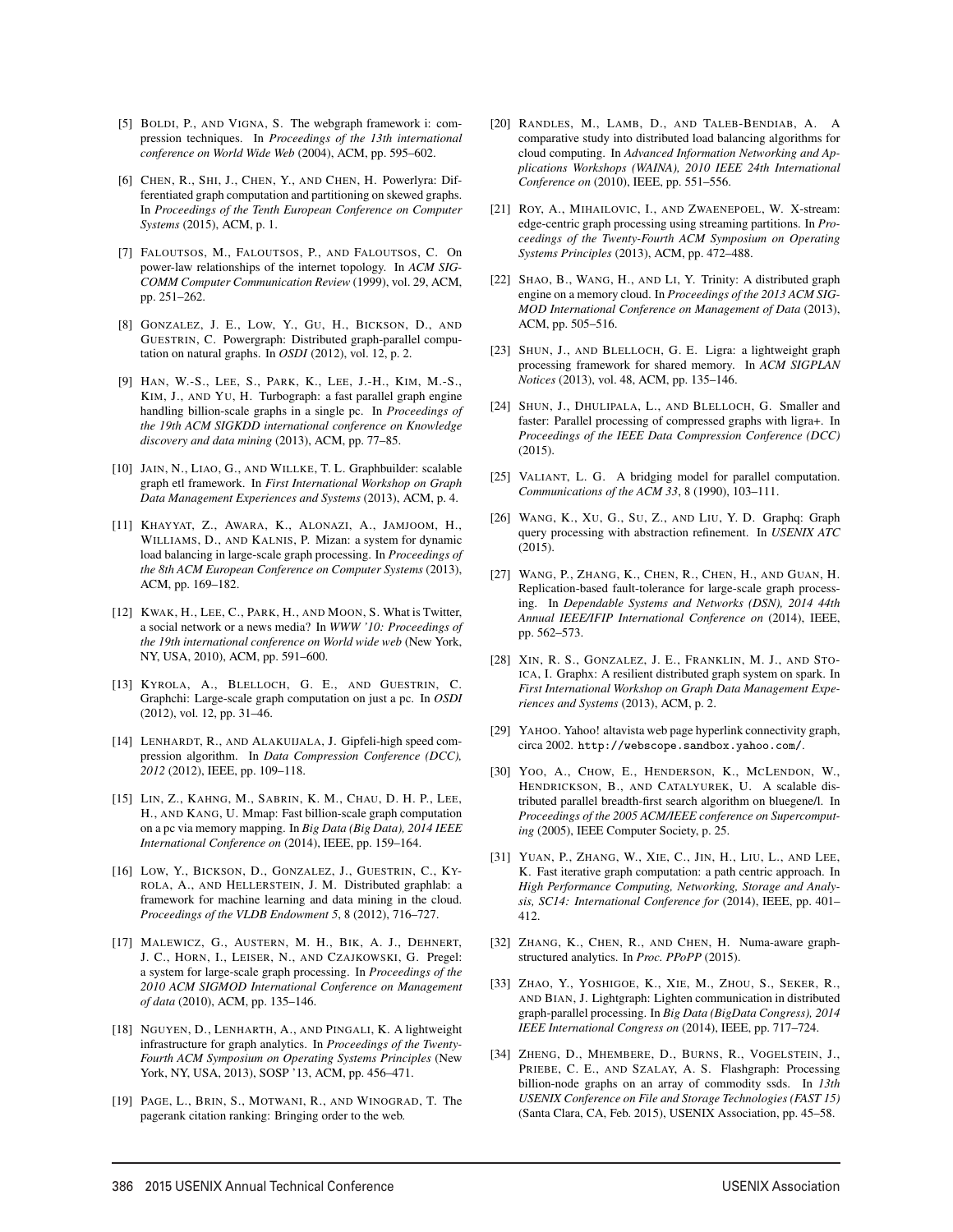[5] Boldi, P., and Vigna, S. The webgraph framework i: compression techniques. In *Proceedings of the 13th international conference on World Wide Web* (2004), ACM, pp. 595–602.

[6] Chen, R., Shi, J., Chen, Y., and Chen, H. Powerlyra: Differentiated graph computation and partitioning on skewed graphs. In *Proceedings of the Tenth European Conference on Computer Systems* (2015), ACM, p. 1.

[7] Faloutsos, M., Faloutsos, P., and Faloutsos, C. On power-law relationships of the internet topology. In *ACM SIGCOMM Computer Communication Review* (1999), vol. 29, ACM, pp. 251–262.

[8] Gonzalez, J. E., Low, Y., Gu, H., Bickson, D., and Guestrin, C. Powergraph: Distributed graph-parallel computation on natural graphs. In *OSDI* (2012), vol. 12, p. 2.

[9] Han, W.-S., Lee, S., Park, K., Lee, J.-H., Kim, M.-S., Kim, J., and Yu, H. Turbograph: a fast parallel graph engine handling billion-scale graphs in a single pc. In *Proceedings of the 19th ACM SIGKDD international conference on Knowledge discovery and data mining* (2013), ACM, pp. 77–85.

[10] Jain, N., Liao, G., and Willke, T. L. Graphbuilder: scalable graph etl framework. In *First International Workshop on Graph Data Management Experiences and Systems* (2013), ACM, p. 4.

[11] Khayyat, Z., Awara, K., Alonazi, A., Jamjoom, H., Williams, D., and Kalnis, P. Mizan: a system for dynamic load balancing in large-scale graph processing. In *Proceedings of the 8th ACM European Conference on Computer Systems* (2013), ACM, pp. 169–182.

[12] Kwak, H., Lee, C., Park, H., and Moon, S. What is Twitter, a social network or a news media? In *WWW '10: Proceedings of the 19th international conference on World wide web* (New York, NY, USA, 2010), ACM, pp. 591–600.

[13] Kyrola, A., Blelloch, G. E., and Guestrin, C. Graphchi: Large-scale graph computation on just a pc. In *OSDI* (2012), vol. 12, pp. 31–46.

[14] Lenhardt, R., and Alakuijala, J. Gipfeli-high speed compression algorithm. In *Data Compression Conference (DCC), 2012* (2012), IEEE, pp. 109–118.

[15] Lin, Z., Kahng, M., Sabrin, K. M., Chau, D. H. P., Lee, H., and Kang, U. Mmap: Fast billion-scale graph computation on a pc via memory mapping. In *Big Data (Big Data), 2014 IEEE International Conference on* (2014), IEEE, pp. 159–164.

[16] Low, Y., Bickson, D., Gonzalez, J., Guestrin, C., Kyrola, A., and Hellerstein, J. M. Distributed graphlab: a framework for machine learning and data mining in the cloud. *Proceedings of the VLDB Endowment 5*, 8 (2012), 716–727.

[17] Malewicz, G., Austern, M. H., Bik, A. J., Dehnert, J. C., Horn, I., Leiser, N., and Czajkowski, G. Pregel: a system for large-scale graph processing. In *Proceedings of the 2010 ACM SIGMOD International Conference on Management of data* (2010), ACM, pp. 135–146.

[18] Nguyen, D., Lenharth, A., and Pingali, K. A lightweight infrastructure for graph analytics. In *Proceedings of the Twenty-Fourth ACM Symposium on Operating Systems Principles* (New York, NY, USA, 2013), SOSP '13, ACM, pp. 456–471.

[19] Page, L., Brin, S., Motwani, R., and Winograd, T. The pagerank citation ranking: Bringing order to the web.

[20] Randles, M., Lamb, D., and Taleb-Bendiab, A. A comparative study into distributed load balancing algorithms for cloud computing. In *Advanced Information Networking and Applications Workshops (WAINA), 2010 IEEE 24th International Conference on* (2010), IEEE, pp. 551–556.

[21] Roy, A., Mihailovic, I., and Zwaenepoel, W. X-stream: edge-centric graph processing using streaming partitions. In *Proceedings of the Twenty-Fourth ACM Symposium on Operating Systems Principles* (2013), ACM, pp. 472–488.

[22] Shao, B., Wang, H., and Li, Y. Trinity: A distributed graph engine on a memory cloud. In *Proceedings of the 2013 ACM SIGMOD International Conference on Management of Data* (2013), ACM, pp. 505–516.

[23] Shun, J., and Blelloch, G. E. Ligra: a lightweight graph processing framework for shared memory. In *ACM SIGPLAN Notices* (2013), vol. 48, ACM, pp. 135–146.

[24] Shun, J., Dhulipala, L., and Blelloch, G. Smaller and faster: Parallel processing of compressed graphs with ligra+. In *Proceedings of the IEEE Data Compression Conference (DCC)* (2015).

[25] Valiant, L. G. A bridging model for parallel computation. *Communications of the ACM 33*, 8 (1990), 103–111.

[26] Wang, K., Xu, G., Su, Z., and Liu, Y. D. Graphq: Graph query processing with abstraction refinement. In *USENIX ATC* (2015).

[27] Wang, P., Zhang, K., Chen, R., Chen, H., and Guan, H. Replication-based fault-tolerance for large-scale graph processing. In *Dependable Systems and Networks (DSN), 2014 44th Annual IEEE/IFIP International Conference on* (2014), IEEE, pp. 562–573.

[28] Xin, R. S., Gonzalez, J. E., Franklin, M. J., and Stoica, I. Graphx: A resilient distributed graph system on spark. In *First International Workshop on Graph Data Management Experiences and Systems* (2013), ACM, p. 2.

[29] Yahoo. Yahoo! altavista web page hyperlink connectivity graph, circa 2002. `http://webscope.sandbox.yahoo.com/`.

[30] Yoo, A., Chow, E., Henderson, K., McLendon, W., Hendrickson, B., and Catalyurek, U. A scalable distributed parallel breadth-first search algorithm on bluegene/l. In *Proceedings of the 2005 ACM/IEEE conference on Supercomputing* (2005), IEEE Computer Society, p. 25.

[31] Yuan, P., Zhang, W., Xie, C., Jin, H., Liu, L., and Lee, K. Fast iterative graph computation: a path centric approach. In *High Performance Computing, Networking, Storage and Analysis, SC14: International Conference for* (2014), IEEE, pp. 401–412.

[32] Zhang, K., Chen, R., and Chen, H. Numa-aware graph-structured analytics. In *Proc. PPoPP* (2015).

[33] Zhao, Y., Yoshigoe, K., Xie, M., Zhou, S., Seker, R., and Bian, J. Lightgraph: Lighten communication in distributed graph-parallel processing. In *Big Data (BigData Congress), 2014 IEEE International Congress on* (2014), IEEE, pp. 717–724.

[34] Zheng, D., Mhembere, D., Burns, R., Vogelstein, J., Priebe, C. E., and Szalay, A. S. Flashgraph: Processing billion-node graphs on an array of commodity ssds. In *13th USENIX Conference on File and Storage Technologies (FAST 15)* (Santa Clara, CA, Feb. 2015), USENIX Association, pp. 45–58.